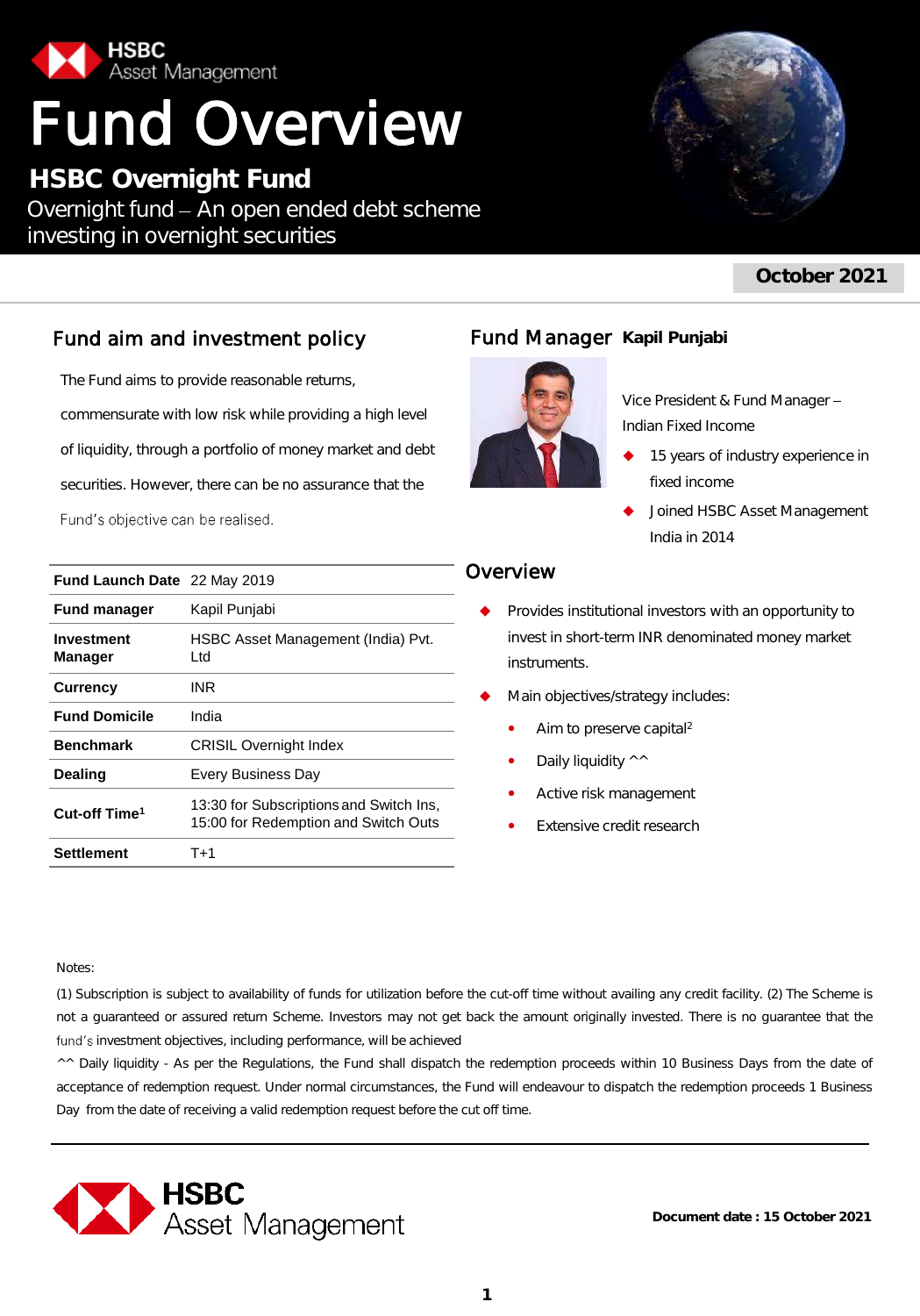HSBC Asset Management

# Fund Overview

## HSBC Overnight Fund

Overnight fund – An open ended debt scheme investing in overnight securities

**October 2021**

## Fund aim and investment policy

The Fund aims to provide reasonable returns, commensurate with low risk while providing a high level of liquidity, through a portfolio of money market and debt securities. However, there can be no assurance that the Fund's objective can be realised.

| | |
|---|---|
| **Fund Launch Date** | 22 May 2019 |
| **Fund manager** | Kapil Punjabi |
| **Investment Manager** | HSBC Asset Management (India) Pvt. Ltd |
| **Currency** | INR |
| **Fund Domicile** | India |
| **Benchmark** | CRISIL Overnight Index |
| **Dealing** | Every Business Day |
| **Cut-off Time[1]** | 13:30 for Subscriptions and Switch Ins, 15:00 for Redemption and Switch Outs |
| **Settlement** | T+1 |

## Fund Manager **Kapil Punjabi**

Vice President & Fund Manager – Indian Fixed Income

- 15 years of industry experience in fixed income
- Joined HSBC Asset Management India in 2014

## Overview

- Provides institutional investors with an opportunity to invest in short-term INR denominated money market instruments.
- Main objectives/strategy includes:
  - Aim to preserve capital[2]
  - Daily liquidity ^^
  - Active risk management
  - Extensive credit research

Notes:

(1) Subscription is subject to availability of funds for utilization before the cut-off time without availing any credit facility. (2) The Scheme is not a guaranteed or assured return Scheme. Investors may not get back the amount originally invested. There is no guarantee that the fund's investment objectives, including performance, will be achieved

^^ Daily liquidity - As per the Regulations, the Fund shall dispatch the redemption proceeds within 10 Business Days from the date of acceptance of redemption request. Under normal circumstances, the Fund will endeavour to dispatch the redemption proceeds 1 Business Day from the date of receiving a valid redemption request before the cut off time.

HSBC Asset Management

**Document date : 15 October 2021**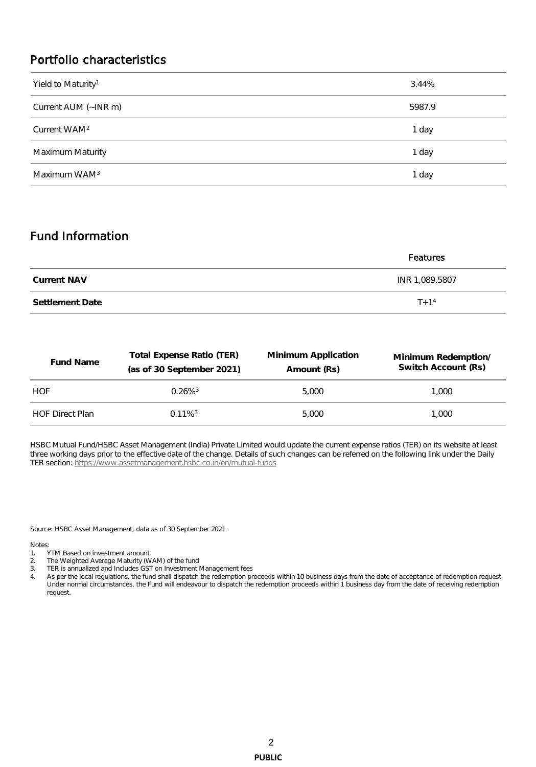## Portfolio characteristics

| | |
|---|---|
| Yield to Maturity[1] | 3.44% |
| Current AUM (~INR m) | 5987.9 |
| Current WAM[2] | 1 day |
| Maximum Maturity | 1 day |
| Maximum WAM[3] | 1 day |

## Fund Information

| | Features |
|---|---|
| **Current NAV** | INR 1,089.5807 |
| **Settlement Date** | T+1[4] |

| Fund Name | Total Expense Ratio (TER) (as of 30 September 2021) | Minimum Application Amount (Rs) | Minimum Redemption/ Switch Account (Rs) |
|---|---|---|---|
| HOF | 0.26%[3] | 5,000 | 1,000 |
| HOF Direct Plan | 0.11%[3] | 5,000 | 1,000 |

HSBC Mutual Fund/HSBC Asset Management (India) Private Limited would update the current expense ratios (TER) on its website at least three working days prior to the effective date of the change. Details of such changes can be referred on the following link under the Daily TER section: https://www.assetmanagement.hsbc.co.in/en/mutual-funds

Source: HSBC Asset Management, data as of 30 September 2021

Notes:

1. YTM Based on investment amount
2. The Weighted Average Maturity (WAM) of the fund
3. TER is annualized and Includes GST on Investment Management fees
4. As per the local regulations, the fund shall dispatch the redemption proceeds within 10 business days from the date of acceptance of redemption request. Under normal circumstances, the Fund will endeavour to dispatch the redemption proceeds within 1 business day from the date of receiving redemption request.

PUBLIC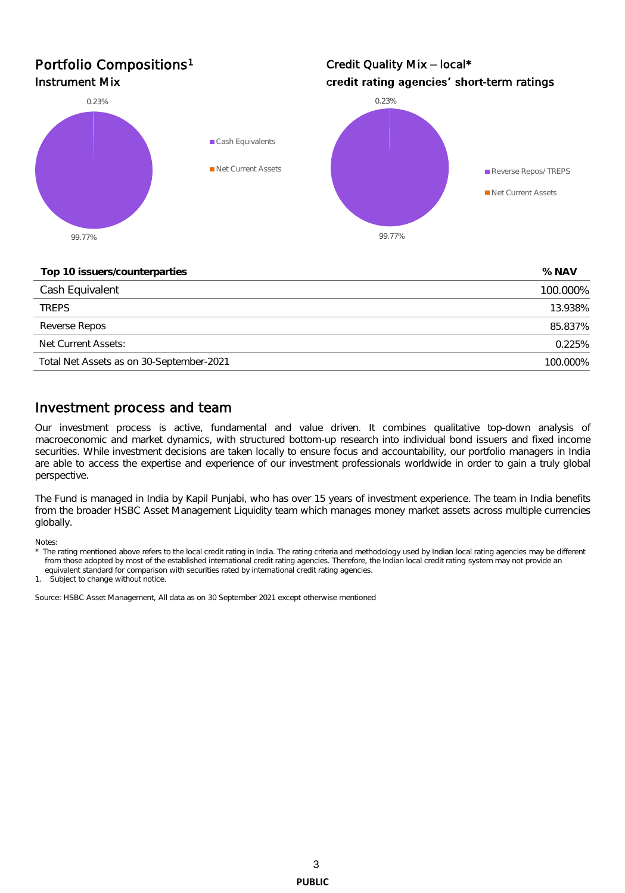## Portfolio Compositions[1]

### Instrument Mix

0.23%

99.77%

- Cash Equivalents
- Net Current Assets

### Credit Quality Mix – local*

**credit rating agencies' short-term ratings**

0.23%

99.77%

- Reverse Repos/ TREPS
- Net Current Assets

| Top 10 issuers/counterparties | % NAV |
|---|---|
| Cash Equivalent | 100.000% |
| TREPS | 13.938% |
| Reverse Repos | 85.837% |
| Net Current Assets: | 0.225% |
| Total Net Assets as on 30-September-2021 | 100.000% |

## Investment process and team

Our investment process is active, fundamental and value driven. It combines qualitative top-down analysis of macroeconomic and market dynamics, with structured bottom-up research into individual bond issuers and fixed income securities. While investment decisions are taken locally to ensure focus and accountability, our portfolio managers in India are able to access the expertise and experience of our investment professionals worldwide in order to gain a truly global perspective.

The Fund is managed in India by Kapil Punjabi, who has over 15 years of investment experience. The team in India benefits from the broader HSBC Asset Management Liquidity team which manages money market assets across multiple currencies globally.

Notes:

\* The rating mentioned above refers to the local credit rating in India. The rating criteria and methodology used by Indian local rating agencies may be different from those adopted by most of the established international credit rating agencies. Therefore, the Indian local credit rating system may not provide an equivalent standard for comparison with securities rated by international credit rating agencies.

1. Subject to change without notice.

Source: HSBC Asset Management, All data as on 30 September 2021 except otherwise mentioned

PUBLIC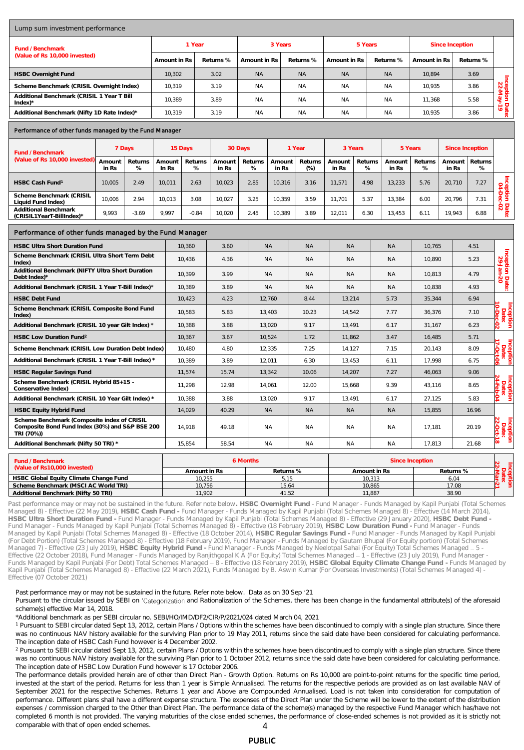## Lump sum investment performance

| Fund / Benchmark (Value of Rs 10,000 invested) | 1 Year | | 3 Years | | 5 Years | | Since Inception | | |
|---|---|---|---|---|---|---|---|---|---|
| | Amount in Rs | Returns % | Amount in Rs | Returns % | Amount in Rs | Returns % | Amount in Rs | Returns % | |
| HSBC Overnight Fund | 10,302 | 3.02 | NA | NA | NA | NA | 10,894 | 3.69 | Inception Date: 22-May-19 |
| Scheme Benchmark (CRISIL Overnight Index) | 10,319 | 3.19 | NA | NA | NA | NA | 10,935 | 3.86 | |
| Additional Benchmark (CRISIL 1 Year T Bill Index)* | 10,389 | 3.89 | NA | NA | NA | NA | 11,368 | 5.58 | |
| Additional Benchmark (Nifty 1D Rate Index)* | 10,319 | 3.19 | NA | NA | NA | NA | 10,935 | 3.86 | |

## Performance of other funds managed by the Fund Manager

| Fund / Benchmark (Value of Rs 10,000 invested) | 7 Days | | 15 Days | | 30 Days | | 1 Year | | 3 Years | | 5 Years | | Since Inception | | |
|---|---|---|---|---|---|---|---|---|---|---|---|---|---|---|---|
| | Amount in Rs | Returns % | Amount In Rs | Returns % | Amount in Rs | Returns % | Amount in Rs | Returns (%) | Amount in Rs | Returns % | Amount in Rs | Returns % | Amount in Rs | Returns % | |
| HSBC Cash Fund[1] | 10,005 | 2.49 | 10,011 | 2.63 | 10,023 | 2.85 | 10,316 | 3.16 | 11,571 | 4.98 | 13,233 | 5.76 | 20,710 | 7.27 | Inception Date: 04-Dec-02 |
| Scheme Benchmark (CRISIL Liquid Fund Index) | 10,006 | 2.94 | 10,013 | 3.08 | 10,027 | 3.25 | 10,359 | 3.59 | 11,701 | 5.37 | 13,384 | 6.00 | 20,796 | 7.31 | |
| Additional Benchmark (CRISIL1YearT-BillIndex)* | 9,993 | -3.69 | 9,997 | -0.84 | 10,020 | 2.45 | 10,389 | 3.89 | 12,011 | 6.30 | 13,453 | 6.11 | 19,943 | 6.88 | |

## Performance of other funds managed by the Fund Manager

| Fund / Benchmark | 1 Year Amount in Rs | 1 Year Returns % | 3 Years Amount in Rs | 3 Years Returns % | 5 Years Amount in Rs | 5 Years Returns % | Since Inception Amount in Rs | Since Inception Returns % | |
|---|---|---|---|---|---|---|---|---|---|
| HSBC Ultra Short Duration Fund | 10,360 | 3.60 | NA | NA | NA | NA | 10,765 | 4.51 | Inception Date: 29-Jan-20 |
| Scheme Benchmark (CRISIL Ultra Short Term Debt Index) | 10,436 | 4.36 | NA | NA | NA | NA | 10,890 | 5.23 | |
| Additional Benchmark (NIFTY Ultra Short Duration Debt Index)* | 10,399 | 3.99 | NA | NA | NA | NA | 10,813 | 4.79 | |
| Additional Benchmark (CRISIL 1 Year T-Bill Index)* | 10,389 | 3.89 | NA | NA | NA | NA | 10,838 | 4.93 | |
| HSBC Debt Fund | 10,423 | 4.23 | 12,760 | 8.44 | 13,214 | 5.73 | 35,344 | 6.94 | Inception Date: 10-Dec-02 |
| Scheme Benchmark (CRISIL Composite Bond Fund Index) | 10,583 | 5.83 | 13,403 | 10.23 | 14,542 | 7.77 | 36,376 | 7.10 | |
| Additional Benchmark (CRISIL 10 year Gilt Index) * | 10,388 | 3.88 | 13,020 | 9.17 | 13,491 | 6.17 | 31,167 | 6.23 | |
| HSBC Low Duration Fund[2] | 10,367 | 3.67 | 10,524 | 1.72 | 11,862 | 3.47 | 16,485 | 5.71 | Inception Date: 17-Oct-06 |
| Scheme Benchmark (CRISIL Low Duration Debt Index) | 10,480 | 4.80 | 12,335 | 7.25 | 14,127 | 7.15 | 20,143 | 8.09 | |
| Additional Benchmark (CRISIL 1 Year T-Bill Index) * | 10,389 | 3.89 | 12,011 | 6.30 | 13,453 | 6.11 | 17,998 | 6.75 | |
| HSBC Regular Savings Fund | 11,574 | 15.74 | 13,342 | 10.06 | 14,207 | 7.27 | 46,063 | 9.06 | Inception Date: 24-Feb-04 |
| Scheme Benchmark (CRISIL Hybrid 85+15 - Conservative Index) | 11,298 | 12.98 | 14,061 | 12.00 | 15,668 | 9.39 | 43,116 | 8.65 | |
| Additional Benchmark (CRISIL 10 Year Gilt Index) * | 10,388 | 3.88 | 13,020 | 9.17 | 13,491 | 6.17 | 27,125 | 5.83 | |
| HSBC Equity Hybrid Fund | 14,029 | 40.29 | NA | NA | NA | NA | 15,855 | 16.96 | Inception Date: 22-Oct-18 |
| Scheme Benchmark (Composite index of CRISIL Composite Bond Fund Index (30%) and S&P BSE 200 TRI (70%)) | 14,918 | 49.18 | NA | NA | NA | NA | 17,181 | 20.19 | |
| Additional Benchmark (Nifty 50 TRI) * | 15,854 | 58.54 | NA | NA | NA | NA | 17,813 | 21.68 | |

| Fund / Benchmark (Value of Rs10,000 invested) | 6 Months | | Since Inception | | |
|---|---|---|---|---|---|
| | Amount in Rs | Returns % | Amount in Rs | Returns % | |
| HSBC Global Equity Climate Change Fund | 10,255 | 5.15 | 10,313 | 6.04 | Inception Date: 22-Mar-21 |
| Scheme Benchmark (MSCI AC World TRI) | 10,756 | 15.64 | 10,865 | 17.08 | |
| Additional Benchmark (Nifty 50 TRI) | 11,902 | 41.52 | 11,887 | 38.90 | |

Past performance may or may not be sustained in the future. Refer note below. **HSBC Overnight Fund** - Fund Manager - Funds Managed by Kapil Punjabi (Total Schemes Managed 8) - Effective (22 May 2019), **HSBC Cash Fund -** Fund Manager - Funds Managed by Kapil Punjabi (Total Schemes Managed 8) - Effective (14 March 2014), **HSBC Ultra Short Duration Fund -** Fund Manager - Funds Managed by Kapil Punjabi (Total Schemes Managed 8) - Effective (29 January 2020), **HSBC Debt Fund -** Fund Manager - Funds Managed by Kapil Punjabi (Total Schemes Managed 8) - Effective (18 February 2019), **HSBC Low Duration Fund -** Fund Manager - Funds Managed by Kapil Punjabi (Total Schemes Managed 8) - Effective (18 October 2014), **HSBC Regular Savings Fund -** Fund Manager - Funds Managed by Kapil Punjabi (For Debt Portion) (Total Schemes Managed 8) - Effective (18 February 2019), Fund Manager - Funds Managed by Gautam Bhupal (For Equity portion) (Total Schemes Managed 7) - Effective (23 July 2019), **HSBC Equity Hybrid Fund -** Fund Manager - Funds Managed by Neelotpal Sahai (For Equity) Total Schemes Managed – 5 - Effective (22 October 2018), Fund Manager - Funds Managed by Ranjithgopal K A (For Equity) Total Schemes Managed – 1 - Effective (23 July 2019), Fund Manager - Funds Managed by Kapil Punjabi (For Debt) Total Schemes Managed – 8 - Effective (18 February 2019), **HSBC Global Equity Climate Change Fund -** Funds Managed by Kapil Punjabi (Total Schemes Managed 8) - Effective (22 March 2021), Funds Managed by B. Aswin Kumar (For Overseas Investments) (Total Schemes Managed 4) - Effective (07 October 2021)

Past performance may or may not be sustained in the future. Refer note below. Data as on 30 Sep '21

Pursuant to the circular issued by SEBI on 'Categorization and Rationalization of the Schemes, there has been change in the fundamental attribute(s) of the aforesaid scheme(s) effective Mar 14, 2018.

*Additional benchmark as per SEBI circular no. SEBI/HO/IMD/DF2/CIR/P/2021/024 dated March 04, 2021

[1] Pursuant to SEBI circular dated Sept 13, 2012, certain Plans / Options within the schemes have been discontinued to comply with a single plan structure. Since there was no continuous NAV history available for the surviving Plan prior to 19 May 2011, returns since the said date have been considered for calculating performance. The inception date of HSBC Cash Fund however is 4 December 2002.

[2] Pursuant to SEBI circular dated Sept 13, 2012, certain Plans / Options within the schemes have been discontinued to comply with a single plan structure. Since there was no continuous NAV history available for the surviving Plan prior to 1 October 2012, returns since the said date have been considered for calculating performance. The inception date of HSBC Low Duration Fund however is 17 October 2006.

The performance details provided herein are of other than Direct Plan - Growth Option. Returns on Rs 10,000 are point-to-point returns for the specific time period, invested at the start of the period. Returns for less than 1 year is Simple Annualised. The returns for the respective periods are provided as on last available NAV of September 2021 for the respective Schemes. Returns 1 year and Above are Compounded Annualised. Load is not taken into consideration for computation of performance. Different plans shall have a different expense structure. The expenses of the Direct Plan under the Scheme will be lower to the extent of the distribution expenses / commission charged to the Other than Direct Plan. The performance data of the scheme(s) managed by the respective Fund Manager which has/have not completed 6 month is not provided. The varying maturities of the close ended schemes, the performance of close-ended schemes is not provided as it is strictly not comparable with that of open ended schemes.

PUBLIC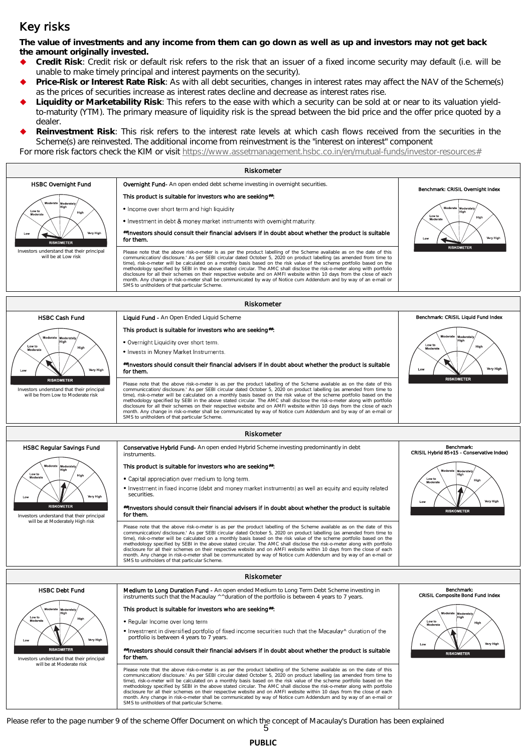# Key risks

**The value of investments and any income from them can go down as well as up and investors may not get back the amount originally invested.**

- **Credit Risk**: Credit risk or default risk refers to the risk that an issuer of a fixed income security may default (i.e. will be unable to make timely principal and interest payments on the security).
- **Price-Risk or Interest Rate Risk**: As with all debt securities, changes in interest rates may affect the NAV of the Scheme(s) as the prices of securities increase as interest rates decline and decrease as interest rates rise.
- **Liquidity or Marketability Risk**: This refers to the ease with which a security can be sold at or near to its valuation yield-to-maturity (YTM). The primary measure of liquidity risk is the spread between the bid price and the offer price quoted by a dealer.
- **Reinvestment Risk**: This risk refers to the interest rate levels at which cash flows received from the securities in the Scheme(s) are reinvested. The additional income from reinvestment is the "interest on interest" component

For more risk factors check the KIM or visit https://www.assetmanagement.hsbc.co.in/en/mutual-funds/investor-resources#

## Riskometer

| HSBC Overnight Fund | | Benchmark: CRISIL Overnight Index |
|---|---|---|
| Investors understand that their principal will be at Low risk | **Overnight Fund**- An open ended debt scheme investing in overnight securities.<br><br>This product is suitable for investors who are seeking##:<br>• Income over short term and high liquidity<br>• Investment in debt & money market instruments with overnight maturity.<br><br>##Investors should consult their financial advisers if in doubt about whether the product is suitable for them.<br><br>Please note that the above risk-o-meter is as per the product labelling of the Scheme available as on the date of this communiccation/ disclosure.' As per SEBI circular dated October 5, 2020 on product labelling (as amended from time to time), risk-o-meter will be calculated on a monthly basis based on the risk value of the scheme portfolio based on the methodology specified by SEBI in the above stated circular. The AMC shall disclose the risk-o-meter along with portfolio disclosure for all their schemes on their respective website and on AMFI website within 10 days from the close of each month. Any change in risk-o-meter shall be communicated by way of Notice cum Addendum and by way of an e-mail or SMS to unitholders of that particular Scheme. | RISKOMETER |

## Riskometer

| HSBC Cash Fund | | Benchmark: CRISIL Liquid Fund Index |
|---|---|---|
| Investors understand that their principal will be from Low to Moderate risk | **Liquid Fund** - An Open Ended Liquid Scheme<br><br>This product is suitable for investors who are seeking##:<br>• Overnight Liquidity over short term.<br>• Invests in Money Market Instruments.<br><br>##Investors should consult their financial advisers if in doubt about whether the product is suitable for them.<br><br>Please note that the above risk-o-meter is as per the product labelling of the Scheme available as on the date of this communiccation/ disclosure.' As per SEBI circular dated October 5, 2020 on product labelling (as amended from time to time), risk-o-meter will be calculated on a monthly basis based on the risk value of the scheme portfolio based on the methodology specified by SEBI in the above stated circular. The AMC shall disclose the risk-o-meter along with portfolio disclosure for all their schemes on their respective website and on AMFI website within 10 days from the close of each month. Any change in risk-o-meter shall be communicated by way of Notice cum Addendum and by way of an e-mail or SMS to unitholders of that particular Scheme. | RISKOMETER |

## Riskometer

| HSBC Regular Savings Fund | | Benchmark: CRISIL Hybrid 85+15 - Conservative Index) |
|---|---|---|
| Investors understand that their principal will be at Moderately High risk | **Conservative Hybrid Fund**- An open ended Hybrid Scheme investing predominantly in debt instruments.<br><br>This product is suitable for investors who are seeking##:<br>• Capital appreciation over medium to long term.<br>• Investment in fixed income (debt and money market instruments) as well as equity and equity related securities.<br><br>##Investors should consult their financial advisers if in doubt about whether the product is suitable for them.<br><br>Please note that the above risk-o-meter is as per the product labelling of the Scheme available as on the date of this communiccation/ disclosure.' As per SEBI circular dated October 5, 2020 on product labelling (as amended from time to time), risk-o-meter will be calculated on a monthly basis based on the risk value of the scheme portfolio based on the methodology specified by SEBI in the above stated circular. The AMC shall disclose the risk-o-meter along with portfolio disclosure for all their schemes on their respective website and on AMFI website within 10 days from the close of each month. Any change in risk-o-meter shall be communicated by way of Notice cum Addendum and by way of an e-mail or SMS to unitholders of that particular Scheme. | RISKOMETER |

## Riskometer

| HSBC Debt Fund | | Benchmark: CRISIL Composite Bond Fund Index |
|---|---|---|
| Investors understand that their principal will be at Moderate risk | **Medium to Long Duration Fund** - An open ended Medium to Long Term Debt Scheme investing in instruments such that the Macaulay ^^duration of the portfolio is between 4 years to 7 years.<br><br>This product is suitable for investors who are seeking##:<br>• Regular Income over long term<br>• Investment in diversified portfolio of fixed income securities such that the Macaulay^ duration of the portfolio is between 4 years to 7 years.<br><br>##Investors should consult their financial advisers if in doubt about whether the product is suitable for them.<br><br>Please note that the above risk-o-meter is as per the product labelling of the Scheme available as on the date of this communiccation/ disclosure.' As per SEBI circular dated October 5, 2020 on product labelling (as amended from time to time), risk-o-meter will be calculated on a monthly basis based on the risk value of the scheme portfolio based on the methodology specified by SEBI in the above stated circular. The AMC shall disclose the risk-o-meter along with portfolio disclosure for all their schemes on their respective website and on AMFI website within 10 days from the close of each month. Any change in risk-o-meter shall be communicated by way of Notice cum Addendum and by way of an e-mail or SMS to unitholders of that particular Scheme. | RISKOMETER |

Please refer to the page number 9 of the scheme Offer Document on which the concept of Macaulay's Duration has been explained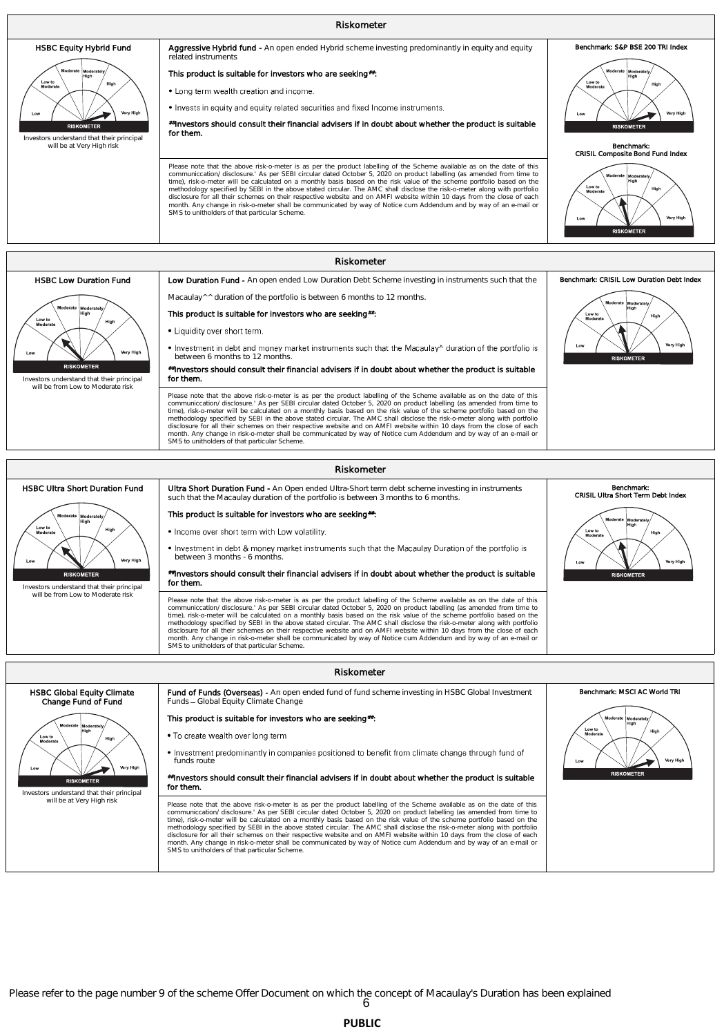## Riskometer

### HSBC Equity Hybrid Fund

RISKOMETER

Investors understand that their principal will be at Very High risk

**Aggressive Hybrid fund -** An open ended Hybrid scheme investing predominantly in equity and equity related instruments

**This product is suitable for investors who are seeking##:**

- Long term wealth creation and income.
- Invests in equity and equity related securities and fixed Income instruments.

**##Investors should consult their financial advisers if in doubt about whether the product is suitable for them.**

Please note that the above risk-o-meter is as per the product labelling of the Scheme available as on the date of this communiccation/ disclosure.' As per SEBI circular dated October 5, 2020 on product labelling (as amended from time to time), risk-o-meter will be calculated on a monthly basis based on the risk value of the scheme portfolio based on the methodology specified by SEBI in the above stated circular. The AMC shall disclose the risk-o-meter along with portfolio disclosure for all their schemes on their respective website and on AMFI website within 10 days from the close of each month. Any change in risk-o-meter shall be communicated by way of Notice cum Addendum and by way of an e-mail or SMS to unitholders of that particular Scheme.

**Benchmark: S&P BSE 200 TRI Index**

RISKOMETER

**Benchmark: CRISIL Composite Bond Fund Index**

RISKOMETER

## Riskometer

### HSBC Low Duration Fund

RISKOMETER

Investors understand that their principal will be from Low to Moderate risk

**Low Duration Fund -** An open ended Low Duration Debt Scheme investing in instruments such that the Macaulay^^ duration of the portfolio is between 6 months to 12 months.

**This product is suitable for investors who are seeking##:**

- Liquidity over short term.
- Investment in debt and money market instruments such that the Macaulay^ duration of the portfolio is between 6 months to 12 months.

**##Investors should consult their financial advisers if in doubt about whether the product is suitable for them.**

Please note that the above risk-o-meter is as per the product labelling of the Scheme available as on the date of this communiccation/ disclosure.' As per SEBI circular dated October 5, 2020 on product labelling (as amended from time to time), risk-o-meter will be calculated on a monthly basis based on the risk value of the scheme portfolio based on the methodology specified by SEBI in the above stated circular. The AMC shall disclose the risk-o-meter along with portfolio disclosure for all their schemes on their respective website and on AMFI website within 10 days from the close of each month. Any change in risk-o-meter shall be communicated by way of Notice cum Addendum and by way of an e-mail or SMS to unitholders of that particular Scheme.

**Benchmark: CRISIL Low Duration Debt Index**

RISKOMETER

## Riskometer

### HSBC Ultra Short Duration Fund

RISKOMETER

Investors understand that their principal will be from Low to Moderate risk

**Ultra Short Duration Fund -** An Open ended Ultra-Short term debt scheme investing in instruments such that the Macaulay duration of the portfolio is between 3 months to 6 months.

**This product is suitable for investors who are seeking##:**

- Income over short term with Low volatility.
- Investment in debt & money market instruments such that the Macaulay Duration of the portfolio is between 3 months - 6 months.

**##Investors should consult their financial advisers if in doubt about whether the product is suitable for them.**

Please note that the above risk-o-meter is as per the product labelling of the Scheme available as on the date of this communiccation/ disclosure.' As per SEBI circular dated October 5, 2020 on product labelling (as amended from time to time), risk-o-meter will be calculated on a monthly basis based on the risk value of the scheme portfolio based on the methodology specified by SEBI in the above stated circular. The AMC shall disclose the risk-o-meter along with portfolio disclosure for all their schemes on their respective website and on AMFI website within 10 days from the close of each month. Any change in risk-o-meter shall be communicated by way of Notice cum Addendum and by way of an e-mail or SMS to unitholders of that particular Scheme.

**Benchmark: CRISIL Ultra Short Term Debt Index**

RISKOMETER

## Riskometer

### HSBC Global Equity Climate Change Fund of Fund

RISKOMETER

Investors understand that their principal will be at Very High risk

**Fund of Funds (Overseas) -** An open ended fund of fund scheme investing in HSBC Global Investment Funds – Global Equity Climate Change

**This product is suitable for investors who are seeking##:**

- To create wealth over long term
- Investment predominantly in companies positioned to benefit from climate change through fund of funds route

**##Investors should consult their financial advisers if in doubt about whether the product is suitable for them.**

Please note that the above risk-o-meter is as per the product labelling of the Scheme available as on the date of this communiccation/ disclosure.' As per SEBI circular dated October 5, 2020 on product labelling (as amended from time to time), risk-o-meter will be calculated on a monthly basis based on the risk value of the scheme portfolio based on the methodology specified by SEBI in the above stated circular. The AMC shall disclose the risk-o-meter along with portfolio disclosure for all their schemes on their respective website and on AMFI website within 10 days from the close of each month. Any change in risk-o-meter shall be communicated by way of Notice cum Addendum and by way of an e-mail or SMS to unitholders of that particular Scheme.

**Benchmark: MSCI AC World TRI**

RISKOMETER

Please refer to the page number 9 of the scheme Offer Document on which the concept of Macaulay's Duration has been explained

**PUBLIC**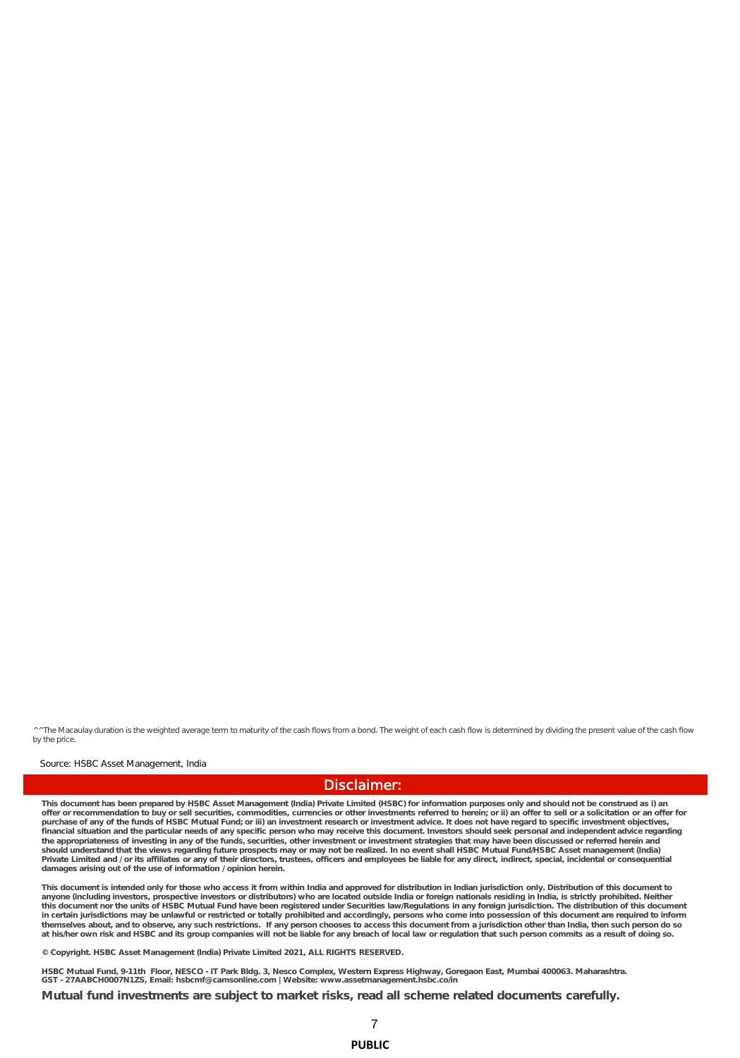^^The Macaulay duration is the weighted average term to maturity of the cash flows from a bond. The weight of each cash flow is determined by dividing the present value of the cash flow by the price.

Source: HSBC Asset Management, India

## Disclaimer:

**This document has been prepared by HSBC Asset Management (India) Private Limited (HSBC) for information purposes only and should not be construed as i) an offer or recommendation to buy or sell securities, commodities, currencies or other investments referred to herein; or ii) an offer to sell or a solicitation or an offer for purchase of any of the funds of HSBC Mutual Fund; or iii) an investment research or investment advice. It does not have regard to specific investment objectives, financial situation and the particular needs of any specific person who may receive this document. Investors should seek personal and independent advice regarding the appropriateness of investing in any of the funds, securities, other investment or investment strategies that may have been discussed or referred herein and should understand that the views regarding future prospects may or may not be realized. In no event shall HSBC Mutual Fund/HSBC Asset management (India) Private Limited and / or its affiliates or any of their directors, trustees, officers and employees be liable for any direct, indirect, special, incidental or consequential damages arising out of the use of information / opinion herein.**

**This document is intended only for those who access it from within India and approved for distribution in Indian jurisdiction only. Distribution of this document to anyone (including investors, prospective investors or distributors) who are located outside India or foreign nationals residing in India, is strictly prohibited. Neither this document nor the units of HSBC Mutual Fund have been registered under Securities law/Regulations in any foreign jurisdiction. The distribution of this document in certain jurisdictions may be unlawful or restricted or totally prohibited and accordingly, persons who come into possession of this document are required to inform themselves about, and to observe, any such restrictions. If any person chooses to access this document from a jurisdiction other than India, then such person do so at his/her own risk and HSBC and its group companies will not be liable for any breach of local law or regulation that such person commits as a result of doing so.**

**© Copyright. HSBC Asset Management (India) Private Limited 2021, ALL RIGHTS RESERVED.**

**HSBC Mutual Fund, 9-11th Floor, NESCO - IT Park Bldg. 3, Nesco Complex, Western Express Highway, Goregaon East, Mumbai 400063. Maharashtra.**
**GST - 27AABCH0007N1ZS, Email: hsbcmf@camsonline.com | Website: www.assetmanagement.hsbc.co/in**

**Mutual fund investments are subject to market risks, read all scheme related documents carefully.**

PUBLIC